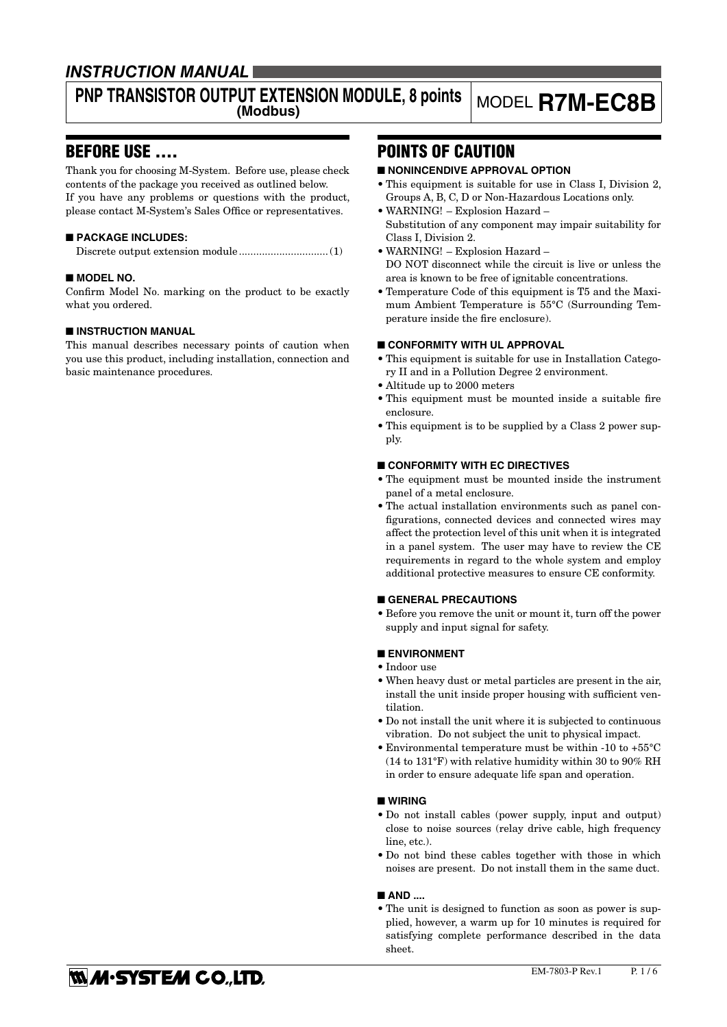*INSTRUCTION MANUAL*

# PNP TRANSISTOR OUTPUT EXTENSION MODULE, 8 points (Modbus)

MODEL **R7M-EC8B**

## BEFORE USE ....

Thank you for choosing M-System. Before use, please check contents of the package you received as outlined below.
If you have any problems or questions with the product, please contact M-System's Sales Office or representatives.

### ■ PACKAGE INCLUDES:

Discrete output extension module ............................... (1)

### ■ MODEL NO.

Confirm Model No. marking on the product to be exactly what you ordered.

### ■ INSTRUCTION MANUAL

This manual describes necessary points of caution when you use this product, including installation, connection and basic maintenance procedures.

## POINTS OF CAUTION

### ■ NONINCENDIVE APPROVAL OPTION

- This equipment is suitable for use in Class I, Division 2, Groups A, B, C, D or Non-Hazardous Locations only.
- WARNING! – Explosion Hazard –
  Substitution of any component may impair suitability for Class I, Division 2.
- WARNING! – Explosion Hazard –
  DO NOT disconnect while the circuit is live or unless the area is known to be free of ignitable concentrations.
- Temperature Code of this equipment is T5 and the Maximum Ambient Temperature is 55°C (Surrounding Temperature inside the fire enclosure).

### ■ CONFORMITY WITH UL APPROVAL

- This equipment is suitable for use in Installation Category II and in a Pollution Degree 2 environment.
- Altitude up to 2000 meters
- This equipment must be mounted inside a suitable fire enclosure.
- This equipment is to be supplied by a Class 2 power supply.

### ■ CONFORMITY WITH EC DIRECTIVES

- The equipment must be mounted inside the instrument panel of a metal enclosure.
- The actual installation environments such as panel configurations, connected devices and connected wires may affect the protection level of this unit when it is integrated in a panel system. The user may have to review the CE requirements in regard to the whole system and employ additional protective measures to ensure CE conformity.

### ■ GENERAL PRECAUTIONS

- Before you remove the unit or mount it, turn off the power supply and input signal for safety.

### ■ ENVIRONMENT

- Indoor use
- When heavy dust or metal particles are present in the air, install the unit inside proper housing with sufficient ventilation.
- Do not install the unit where it is subjected to continuous vibration. Do not subject the unit to physical impact.
- Environmental temperature must be within -10 to +55°C (14 to 131°F) with relative humidity within 30 to 90% RH in order to ensure adequate life span and operation.

### ■ WIRING

- Do not install cables (power supply, input and output) close to noise sources (relay drive cable, high frequency line, etc.).
- Do not bind these cables together with those in which noises are present. Do not install them in the same duct.

### ■ AND ....

- The unit is designed to function as soon as power is supplied, however, a warm up for 10 minutes is required for satisfying complete performance described in the data sheet.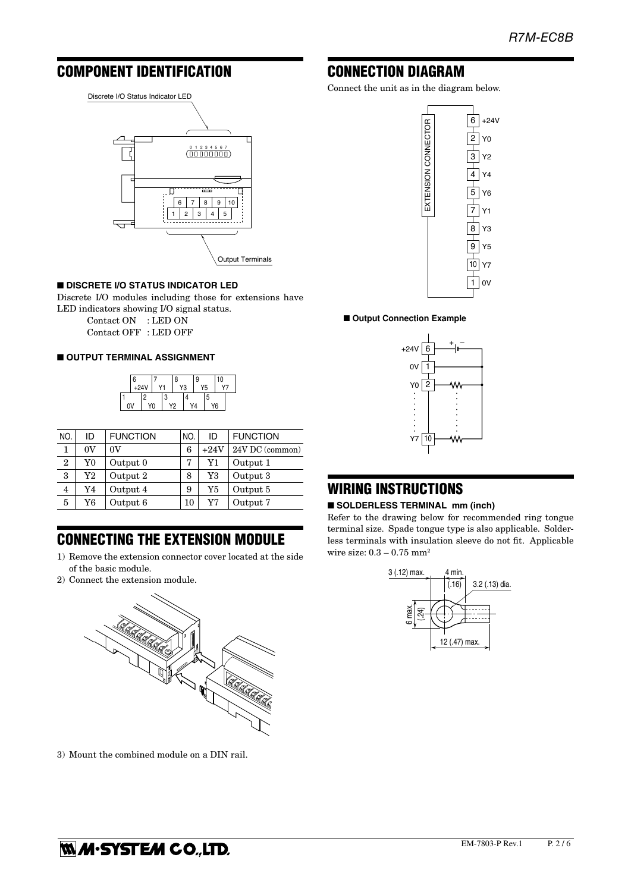## COMPONENT IDENTIFICATION

### ■ DISCRETE I/O STATUS INDICATOR LED

Discrete I/O modules including those for extensions have LED indicators showing I/O signal status.

Contact ON : LED ON
Contact OFF : LED OFF

### ■ OUTPUT TERMINAL ASSIGNMENT

| NO. | ID | FUNCTION | NO. | ID | FUNCTION |
|---|---|---|---|---|---|
| 1 | 0V | 0V | 6 | +24V | 24V DC (common) |
| 2 | Y0 | Output 0 | 7 | Y1 | Output 1 |
| 3 | Y2 | Output 2 | 8 | Y3 | Output 3 |
| 4 | Y4 | Output 4 | 9 | Y5 | Output 5 |
| 5 | Y6 | Output 6 | 10 | Y7 | Output 7 |

## CONNECTING THE EXTENSION MODULE

1) Remove the extension connector cover located at the side of the basic module.
2) Connect the extension module.
3) Mount the combined module on a DIN rail.

## CONNECTION DIAGRAM

Connect the unit as in the diagram below.

### ■ Output Connection Example

## WIRING INSTRUCTIONS

### ■ SOLDERLESS TERMINAL mm (inch)

Refer to the drawing below for recommended ring tongue terminal size. Spade tongue type is also applicable. Solderless terminals with insulation sleeve do not fit. Applicable wire size: 0.3 – 0.75 mm²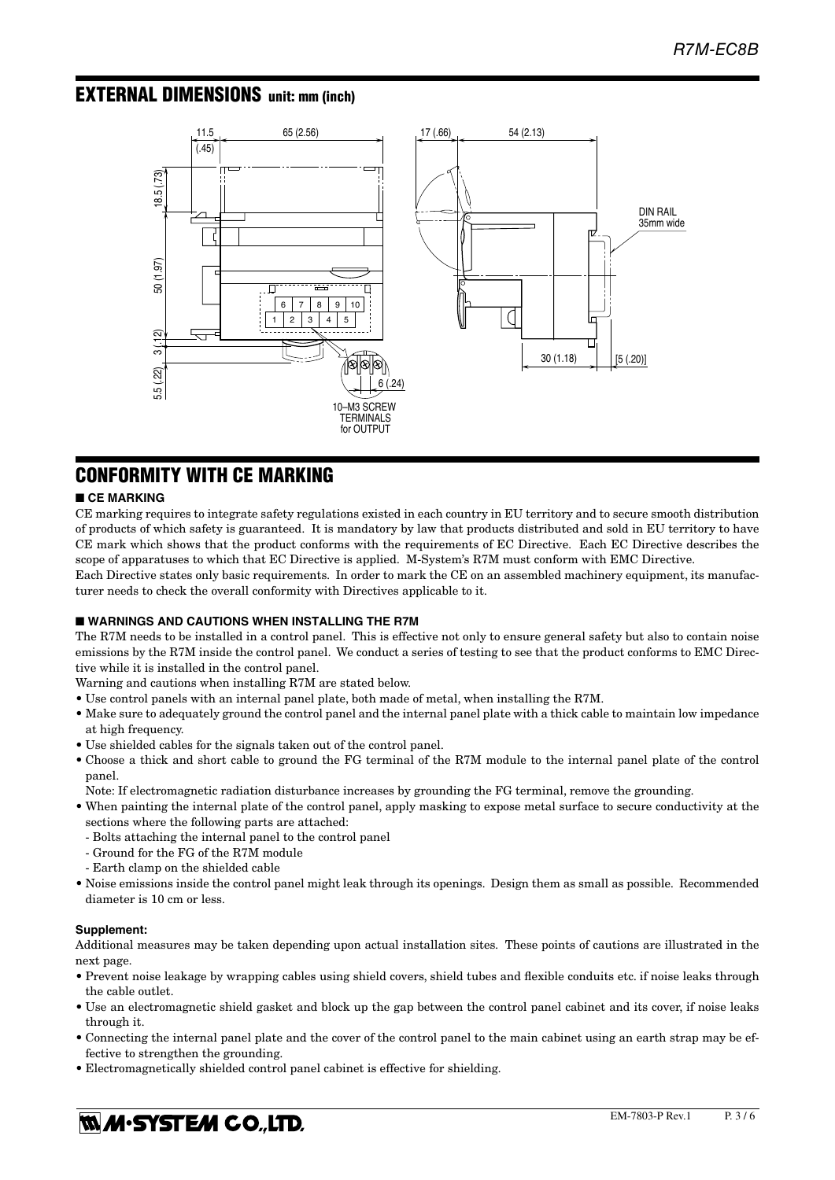## EXTERNAL DIMENSIONS unit: mm (inch)

## CONFORMITY WITH CE MARKING

### ■ CE MARKING

CE marking requires to integrate safety regulations existed in each country in EU territory and to secure smooth distribution of products of which safety is guaranteed. It is mandatory by law that products distributed and sold in EU territory to have CE mark which shows that the product conforms with the requirements of EC Directive. Each EC Directive describes the scope of apparatuses to which that EC Directive is applied. M-System's R7M must conform with EMC Directive.

Each Directive states only basic requirements. In order to mark the CE on an assembled machinery equipment, its manufacturer needs to check the overall conformity with Directives applicable to it.

### ■ WARNINGS AND CAUTIONS WHEN INSTALLING THE R7M

The R7M needs to be installed in a control panel. This is effective not only to ensure general safety but also to contain noise emissions by the R7M inside the control panel. We conduct a series of testing to see that the product conforms to EMC Directive while it is installed in the control panel.

Warning and cautions when installing R7M are stated below.

- Use control panels with an internal panel plate, both made of metal, when installing the R7M.
- Make sure to adequately ground the control panel and the internal panel plate with a thick cable to maintain low impedance at high frequency.
- Use shielded cables for the signals taken out of the control panel.
- Choose a thick and short cable to ground the FG terminal of the R7M module to the internal panel plate of the control panel.

  Note: If electromagnetic radiation disturbance increases by grounding the FG terminal, remove the grounding.
- When painting the internal plate of the control panel, apply masking to expose metal surface to secure conductivity at the sections where the following parts are attached:
  - Bolts attaching the internal panel to the control panel
  - Ground for the FG of the R7M module
  - Earth clamp on the shielded cable
- Noise emissions inside the control panel might leak through its openings. Design them as small as possible. Recommended diameter is 10 cm or less.

**Supplement:**

Additional measures may be taken depending upon actual installation sites. These points of cautions are illustrated in the next page.

- Prevent noise leakage by wrapping cables using shield covers, shield tubes and flexible conduits etc. if noise leaks through the cable outlet.
- Use an electromagnetic shield gasket and block up the gap between the control panel cabinet and its cover, if noise leaks through it.
- Connecting the internal panel plate and the cover of the control panel to the main cabinet using an earth strap may be effective to strengthen the grounding.
- Electromagnetically shielded control panel cabinet is effective for shielding.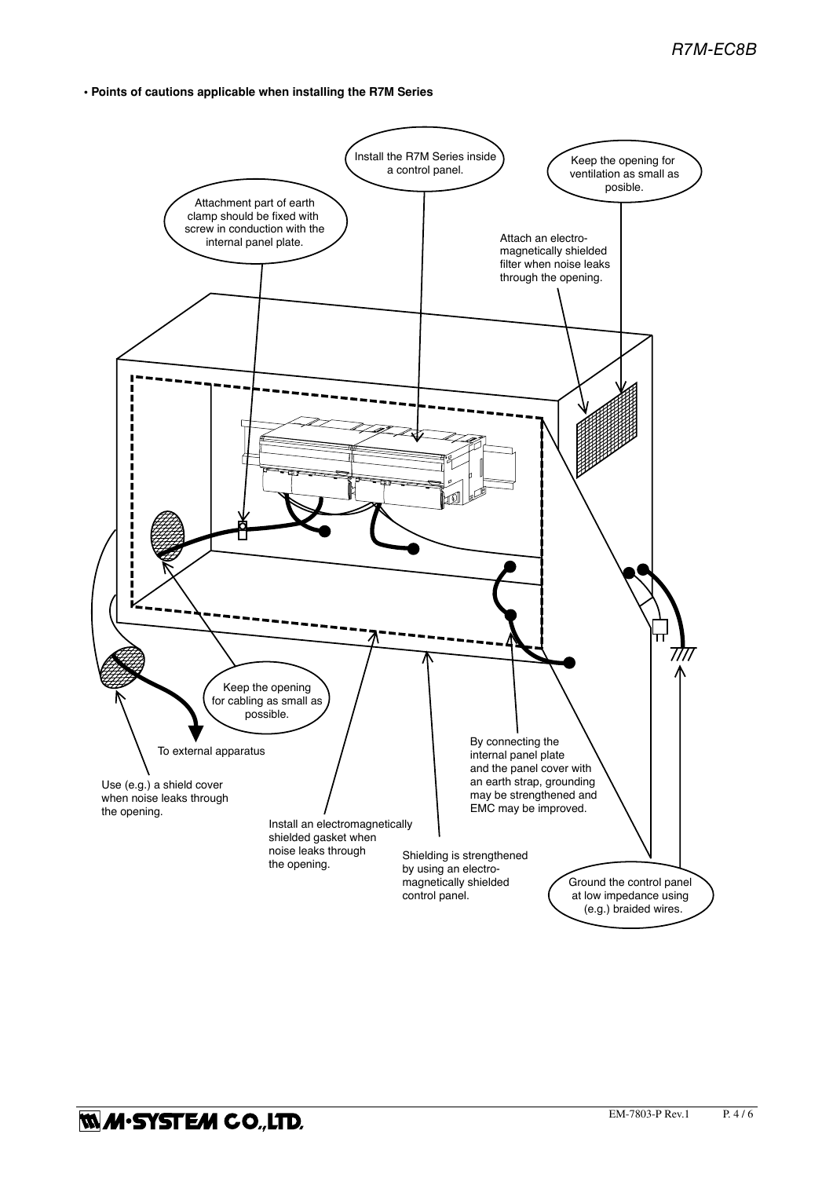**• Points of cautions applicable when installing the R7M Series**

Install the R7M Series inside a control panel.

Keep the opening for ventilation as small as posible.

Attachment part of earth clamp should be fixed with screw in conduction with the internal panel plate.

Attach an electro-magnetically shielded filter when noise leaks through the opening.

Keep the opening for cabling as small as possible.

To external apparatus

Use (e.g.) a shield cover when noise leaks through the opening.

By connecting the internal panel plate and the panel cover with an earth strap, grounding may be strengthened and EMC may be improved.

Install an electromagnetically shielded gasket when noise leaks through the opening.

Shielding is strengthened by using an electro-magnetically shielded control panel.

Ground the control panel at low impedance using (e.g.) braided wires.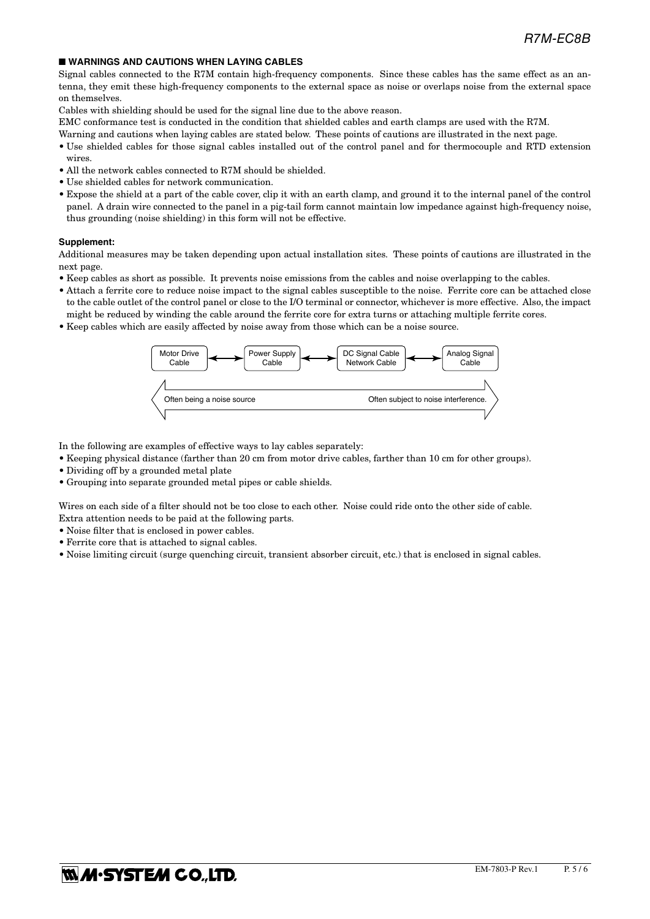## ■ WARNINGS AND CAUTIONS WHEN LAYING CABLES

Signal cables connected to the R7M contain high-frequency components. Since these cables has the same effect as an antenna, they emit these high-frequency components to the external space as noise or overlaps noise from the external space on themselves.

Cables with shielding should be used for the signal line due to the above reason.

EMC conformance test is conducted in the condition that shielded cables and earth clamps are used with the R7M.

Warning and cautions when laying cables are stated below. These points of cautions are illustrated in the next page.

- Use shielded cables for those signal cables installed out of the control panel and for thermocouple and RTD extension wires.
- All the network cables connected to R7M should be shielded.
- Use shielded cables for network communication.
- Expose the shield at a part of the cable cover, clip it with an earth clamp, and ground it to the internal panel of the control panel. A drain wire connected to the panel in a pig-tail form cannot maintain low impedance against high-frequency noise, thus grounding (noise shielding) in this form will not be effective.

**Supplement:**

Additional measures may be taken depending upon actual installation sites. These points of cautions are illustrated in the next page.

- Keep cables as short as possible. It prevents noise emissions from the cables and noise overlapping to the cables.
- Attach a ferrite core to reduce noise impact to the signal cables susceptible to the noise. Ferrite core can be attached close to the cable outlet of the control panel or close to the I/O terminal or connector, whichever is more effective. Also, the impact might be reduced by winding the cable around the ferrite core for extra turns or attaching multiple ferrite cores.
- Keep cables which are easily affected by noise away from those which can be a noise source.

Motor Drive Cable ↔ Power Supply Cable ↔ DC Signal Cable / Network Cable ↔ Analog Signal Cable

Often being a noise source ⟷ Often subject to noise interference.

In the following are examples of effective ways to lay cables separately:

- Keeping physical distance (farther than 20 cm from motor drive cables, farther than 10 cm for other groups).
- Dividing off by a grounded metal plate
- Grouping into separate grounded metal pipes or cable shields.

Wires on each side of a filter should not be too close to each other. Noise could ride onto the other side of cable.
Extra attention needs to be paid at the following parts.

- Noise filter that is enclosed in power cables.
- Ferrite core that is attached to signal cables.
- Noise limiting circuit (surge quenching circuit, transient absorber circuit, etc.) that is enclosed in signal cables.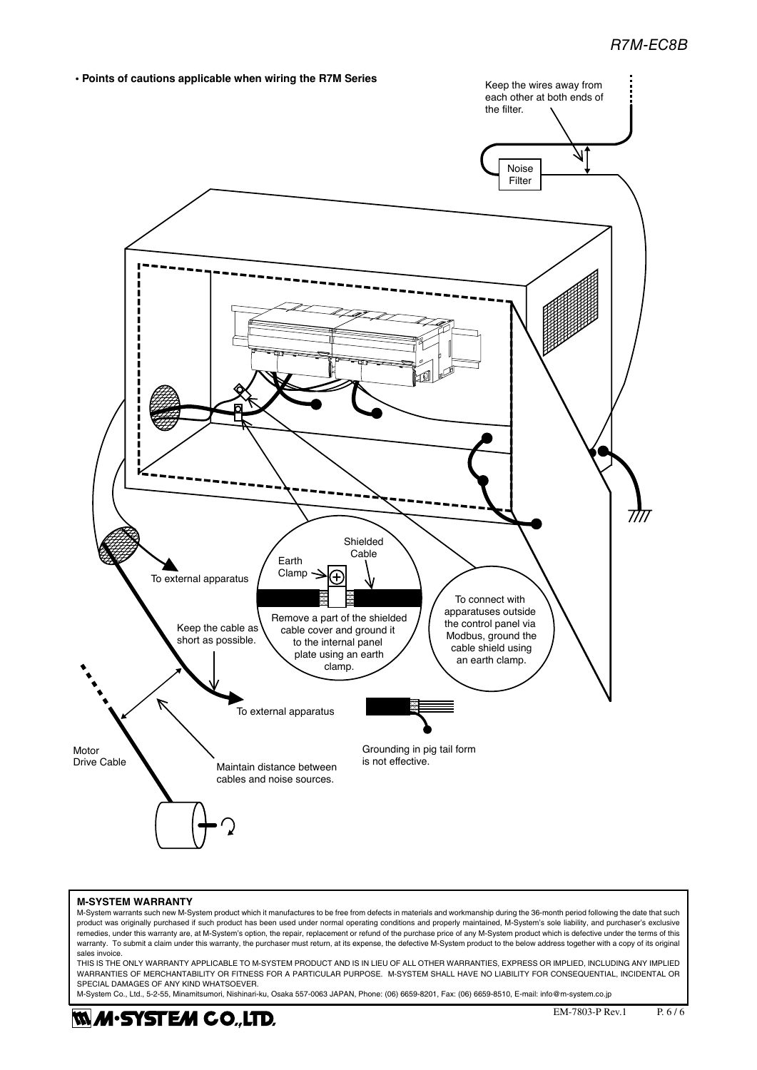**• Points of cautions applicable when wiring the R7M Series**

Keep the wires away from each other at both ends of the filter.

Noise Filter

Shielded Cable

Earth Clamp

Remove a part of the shielded cable cover and ground it to the internal panel plate using an earth clamp.

To connect with apparatuses outside the control panel via Modbus, ground the cable shield using an earth clamp.

To external apparatus

Keep the cable as short as possible.

To external apparatus

Grounding in pig tail form is not effective.

Motor Drive Cable

Maintain distance between cables and noise sources.

**M-SYSTEM WARRANTY**

M-System warrants such new M-System product which it manufactures to be free from defects in materials and workmanship during the 36-month period following the date that such product was originally purchased if such product has been used under normal operating conditions and properly maintained, M-System's sole liability, and purchaser's exclusive remedies, under this warranty are, at M-System's option, the repair, replacement or refund of the purchase price of any M-System product which is defective under the terms of this warranty. To submit a claim under this warranty, the purchaser must return, at its expense, the defective M-System product to the below address together with a copy of its original sales invoice.

THIS IS THE ONLY WARRANTY APPLICABLE TO M-SYSTEM PRODUCT AND IS IN LIEU OF ALL OTHER WARRANTIES, EXPRESS OR IMPLIED, INCLUDING ANY IMPLIED WARRANTIES OF MERCHANTABILITY OR FITNESS FOR A PARTICULAR PURPOSE. M-SYSTEM SHALL HAVE NO LIABILITY FOR CONSEQUENTIAL, INCIDENTAL OR SPECIAL DAMAGES OF ANY KIND WHATSOEVER.

M-System Co., Ltd., 5-2-55, Minamitsumori, Nishinari-ku, Osaka 557-0063 JAPAN, Phone: (06) 6659-8201, Fax: (06) 6659-8510, E-mail: info@m-system.co.jp